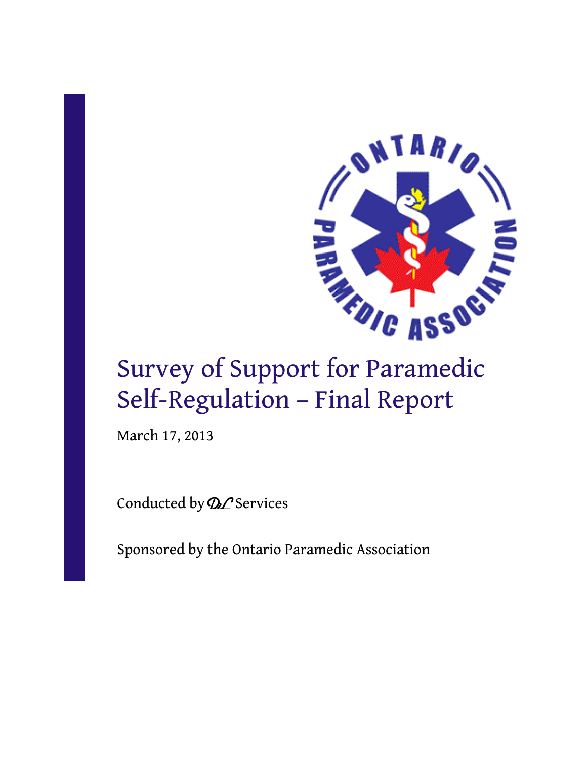# Survey of Support for Paramedic Self-Regulation – Final Report

March 17, 2013

Conducted by DL Services

Sponsored by the Ontario Paramedic Association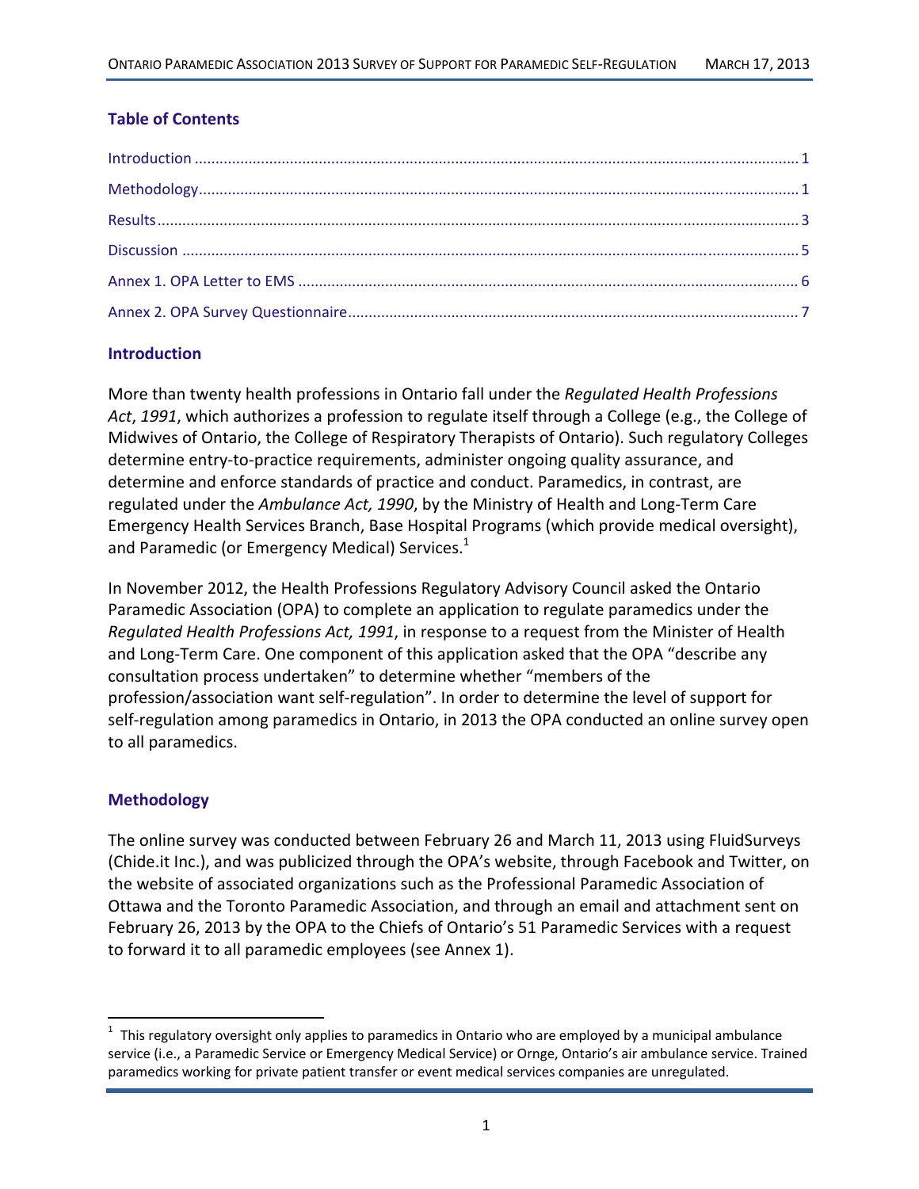## Table of Contents

Introduction ........................................................................................................................................ 1

Methodology........................................................................................................................................ 1

Results.................................................................................................................................................. 3

Discussion ............................................................................................................................................ 5

Annex 1. OPA Letter to EMS ............................................................................................................... 6

Annex 2. OPA Survey Questionnaire.................................................................................................... 7

## Introduction

More than twenty health professions in Ontario fall under the *Regulated Health Professions Act*, *1991*, which authorizes a profession to regulate itself through a College (e.g., the College of Midwives of Ontario, the College of Respiratory Therapists of Ontario). Such regulatory Colleges determine entry-to-practice requirements, administer ongoing quality assurance, and determine and enforce standards of practice and conduct. Paramedics, in contrast, are regulated under the *Ambulance Act, 1990*, by the Ministry of Health and Long-Term Care Emergency Health Services Branch, Base Hospital Programs (which provide medical oversight), and Paramedic (or Emergency Medical) Services.[1]

In November 2012, the Health Professions Regulatory Advisory Council asked the Ontario Paramedic Association (OPA) to complete an application to regulate paramedics under the *Regulated Health Professions Act, 1991*, in response to a request from the Minister of Health and Long-Term Care. One component of this application asked that the OPA "describe any consultation process undertaken" to determine whether "members of the profession/association want self-regulation". In order to determine the level of support for self-regulation among paramedics in Ontario, in 2013 the OPA conducted an online survey open to all paramedics.

## Methodology

The online survey was conducted between February 26 and March 11, 2013 using FluidSurveys (Chide.it Inc.), and was publicized through the OPA's website, through Facebook and Twitter, on the website of associated organizations such as the Professional Paramedic Association of Ottawa and the Toronto Paramedic Association, and through an email and attachment sent on February 26, 2013 by the OPA to the Chiefs of Ontario's 51 Paramedic Services with a request to forward it to all paramedic employees (see Annex 1).

---

[1] This regulatory oversight only applies to paramedics in Ontario who are employed by a municipal ambulance service (i.e., a Paramedic Service or Emergency Medical Service) or Ornge, Ontario's air ambulance service. Trained paramedics working for private patient transfer or event medical services companies are unregulated.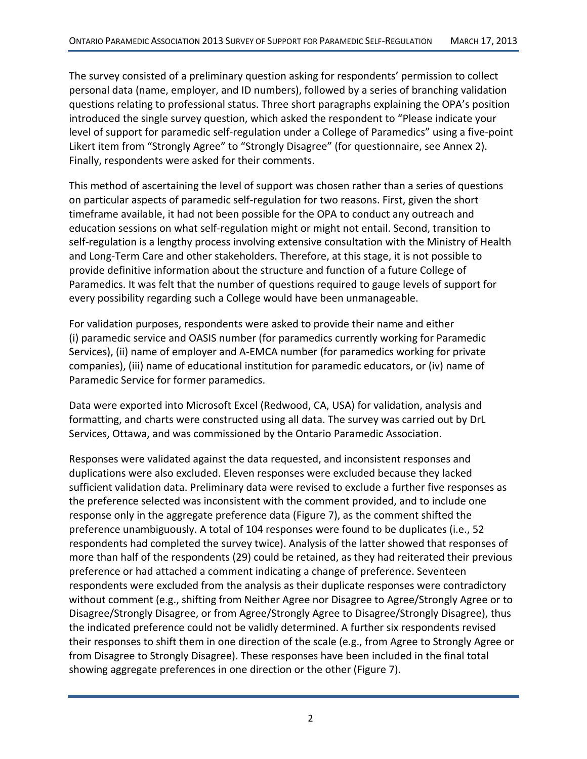The survey consisted of a preliminary question asking for respondents' permission to collect personal data (name, employer, and ID numbers), followed by a series of branching validation questions relating to professional status. Three short paragraphs explaining the OPA's position introduced the single survey question, which asked the respondent to "Please indicate your level of support for paramedic self-regulation under a College of Paramedics" using a five-point Likert item from "Strongly Agree" to "Strongly Disagree" (for questionnaire, see Annex 2). Finally, respondents were asked for their comments.

This method of ascertaining the level of support was chosen rather than a series of questions on particular aspects of paramedic self-regulation for two reasons. First, given the short timeframe available, it had not been possible for the OPA to conduct any outreach and education sessions on what self-regulation might or might not entail. Second, transition to self-regulation is a lengthy process involving extensive consultation with the Ministry of Health and Long-Term Care and other stakeholders. Therefore, at this stage, it is not possible to provide definitive information about the structure and function of a future College of Paramedics. It was felt that the number of questions required to gauge levels of support for every possibility regarding such a College would have been unmanageable.

For validation purposes, respondents were asked to provide their name and either (i) paramedic service and OASIS number (for paramedics currently working for Paramedic Services), (ii) name of employer and A-EMCA number (for paramedics working for private companies), (iii) name of educational institution for paramedic educators, or (iv) name of Paramedic Service for former paramedics.

Data were exported into Microsoft Excel (Redwood, CA, USA) for validation, analysis and formatting, and charts were constructed using all data. The survey was carried out by DrL Services, Ottawa, and was commissioned by the Ontario Paramedic Association.

Responses were validated against the data requested, and inconsistent responses and duplications were also excluded. Eleven responses were excluded because they lacked sufficient validation data. Preliminary data were revised to exclude a further five responses as the preference selected was inconsistent with the comment provided, and to include one response only in the aggregate preference data (Figure 7), as the comment shifted the preference unambiguously. A total of 104 responses were found to be duplicates (i.e., 52 respondents had completed the survey twice). Analysis of the latter showed that responses of more than half of the respondents (29) could be retained, as they had reiterated their previous preference or had attached a comment indicating a change of preference. Seventeen respondents were excluded from the analysis as their duplicate responses were contradictory without comment (e.g., shifting from Neither Agree nor Disagree to Agree/Strongly Agree or to Disagree/Strongly Disagree, or from Agree/Strongly Agree to Disagree/Strongly Disagree), thus the indicated preference could not be validly determined. A further six respondents revised their responses to shift them in one direction of the scale (e.g., from Agree to Strongly Agree or from Disagree to Strongly Disagree). These responses have been included in the final total showing aggregate preferences in one direction or the other (Figure 7).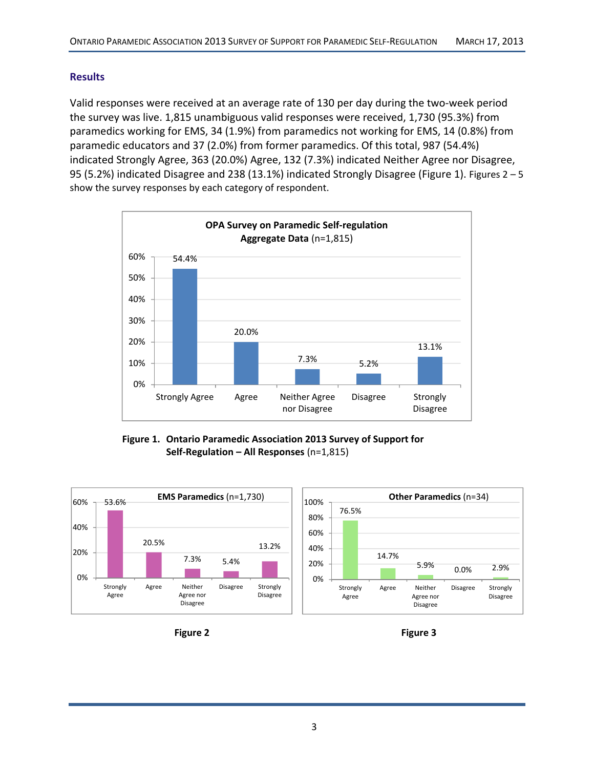## Results

Valid responses were received at an average rate of 130 per day during the two-week period the survey was live. 1,815 unambiguous valid responses were received, 1,730 (95.3%) from paramedics working for EMS, 34 (1.9%) from paramedics not working for EMS, 14 (0.8%) from paramedic educators and 37 (2.0%) from former paramedics. Of this total, 987 (54.4%) indicated Strongly Agree, 363 (20.0%) Agree, 132 (7.3%) indicated Neither Agree nor Disagree, 95 (5.2%) indicated Disagree and 238 (13.1%) indicated Strongly Disagree (Figure 1). Figures 2 – 5 show the survey responses by each category of respondent.

**OPA Survey on Paramedic Self-regulation Aggregate Data** (n=1,815)

| Response | Percentage |
|---|---|
| Strongly Agree | 54.4% |
| Agree | 20.0% |
| Neither Agree nor Disagree | 7.3% |
| Disagree | 5.2% |
| Strongly Disagree | 13.1% |

**Figure 1. Ontario Paramedic Association 2013 Survey of Support for Self-Regulation – All Responses** (n=1,815)

**EMS Paramedics** (n=1,730)

| Response | Percentage |
|---|---|
| Strongly Agree | 53.6% |
| Agree | 20.5% |
| Neither Agree nor Disagree | 7.3% |
| Disagree | 5.4% |
| Strongly Disagree | 13.2% |

**Figure 2**

**Other Paramedics** (n=34)

| Response | Percentage |
|---|---|
| Strongly Agree | 76.5% |
| Agree | 14.7% |
| Neither Agree nor Disagree | 5.9% |
| Disagree | 0.0% |
| Strongly Disagree | 2.9% |

**Figure 3**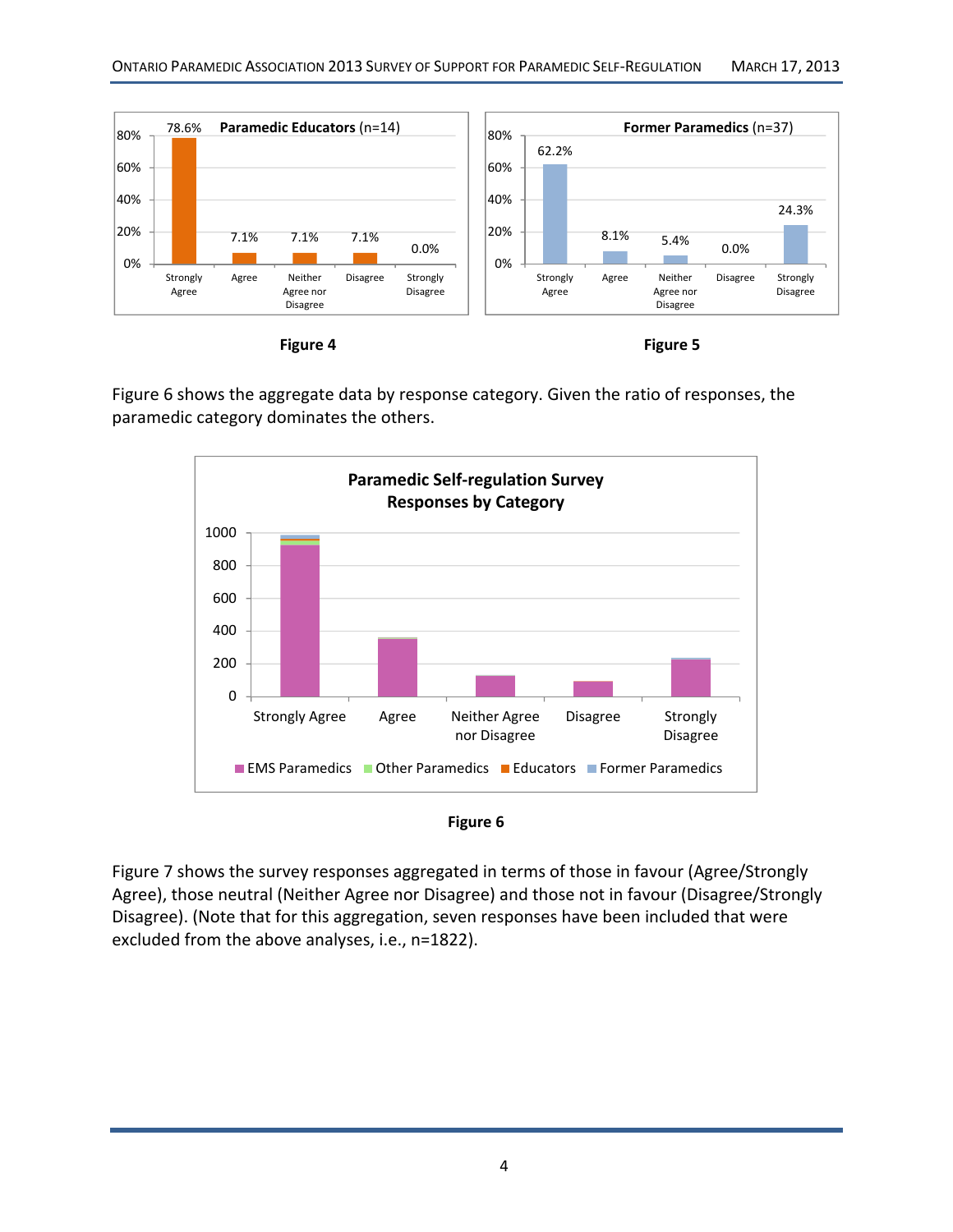Figure 4

Figure 5

Figure 6 shows the aggregate data by response category. Given the ratio of responses, the paramedic category dominates the others.

Figure 6

Figure 7 shows the survey responses aggregated in terms of those in favour (Agree/Strongly Agree), those neutral (Neither Agree nor Disagree) and those not in favour (Disagree/Strongly Disagree). (Note that for this aggregation, seven responses have been included that were excluded from the above analyses, i.e., n=1822).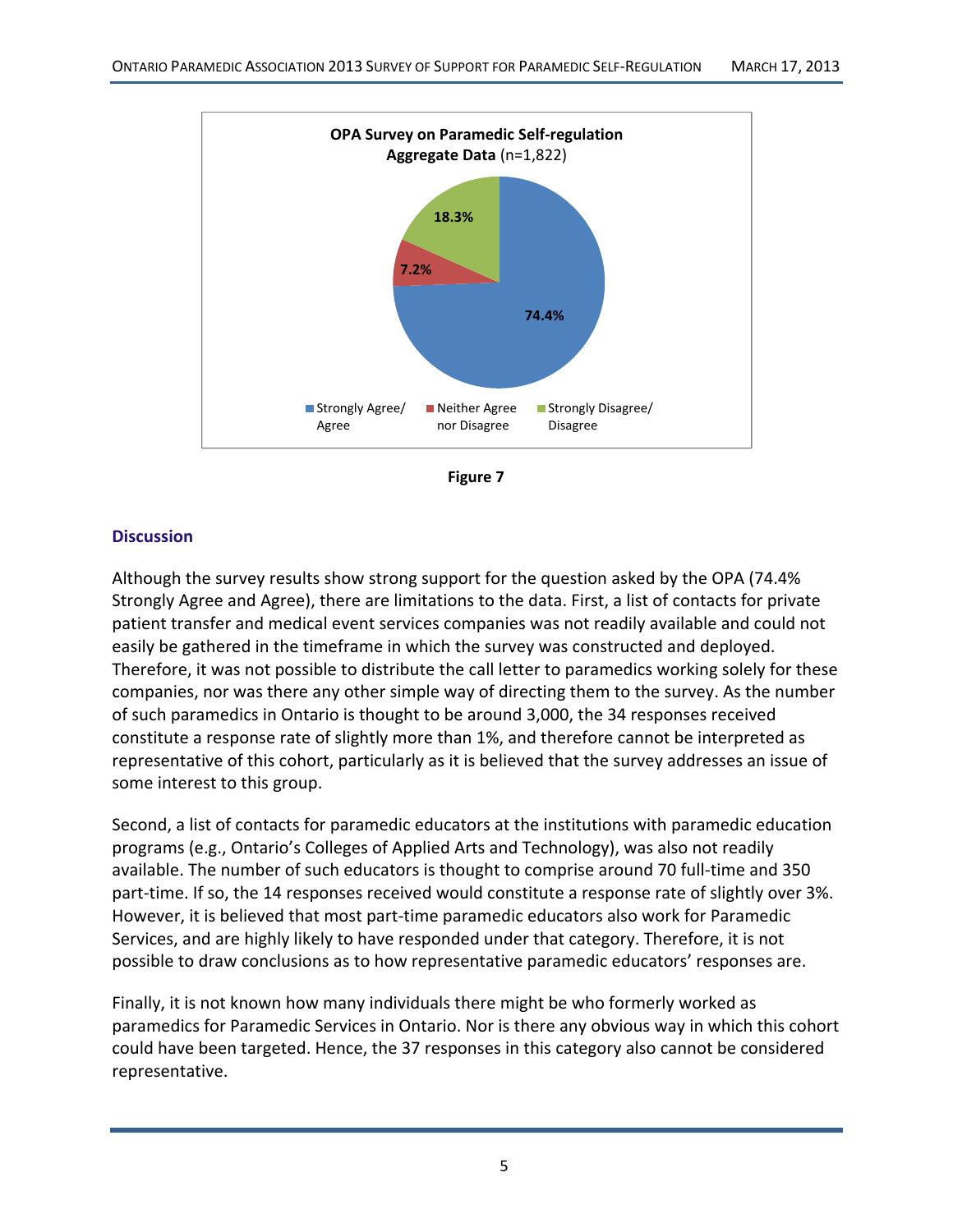**OPA Survey on Paramedic Self-regulation**
**Aggregate Data** (n=1,822)

- Strongly Agree/ Agree: 74.4%
- Neither Agree nor Disagree: 7.2%
- Strongly Disagree/ Disagree: 18.3%

**Figure 7**

## Discussion

Although the survey results show strong support for the question asked by the OPA (74.4% Strongly Agree and Agree), there are limitations to the data. First, a list of contacts for private patient transfer and medical event services companies was not readily available and could not easily be gathered in the timeframe in which the survey was constructed and deployed. Therefore, it was not possible to distribute the call letter to paramedics working solely for these companies, nor was there any other simple way of directing them to the survey. As the number of such paramedics in Ontario is thought to be around 3,000, the 34 responses received constitute a response rate of slightly more than 1%, and therefore cannot be interpreted as representative of this cohort, particularly as it is believed that the survey addresses an issue of some interest to this group.

Second, a list of contacts for paramedic educators at the institutions with paramedic education programs (e.g., Ontario's Colleges of Applied Arts and Technology), was also not readily available. The number of such educators is thought to comprise around 70 full-time and 350 part-time. If so, the 14 responses received would constitute a response rate of slightly over 3%. However, it is believed that most part-time paramedic educators also work for Paramedic Services, and are highly likely to have responded under that category. Therefore, it is not possible to draw conclusions as to how representative paramedic educators' responses are.

Finally, it is not known how many individuals there might be who formerly worked as paramedics for Paramedic Services in Ontario. Nor is there any obvious way in which this cohort could have been targeted. Hence, the 37 responses in this category also cannot be considered representative.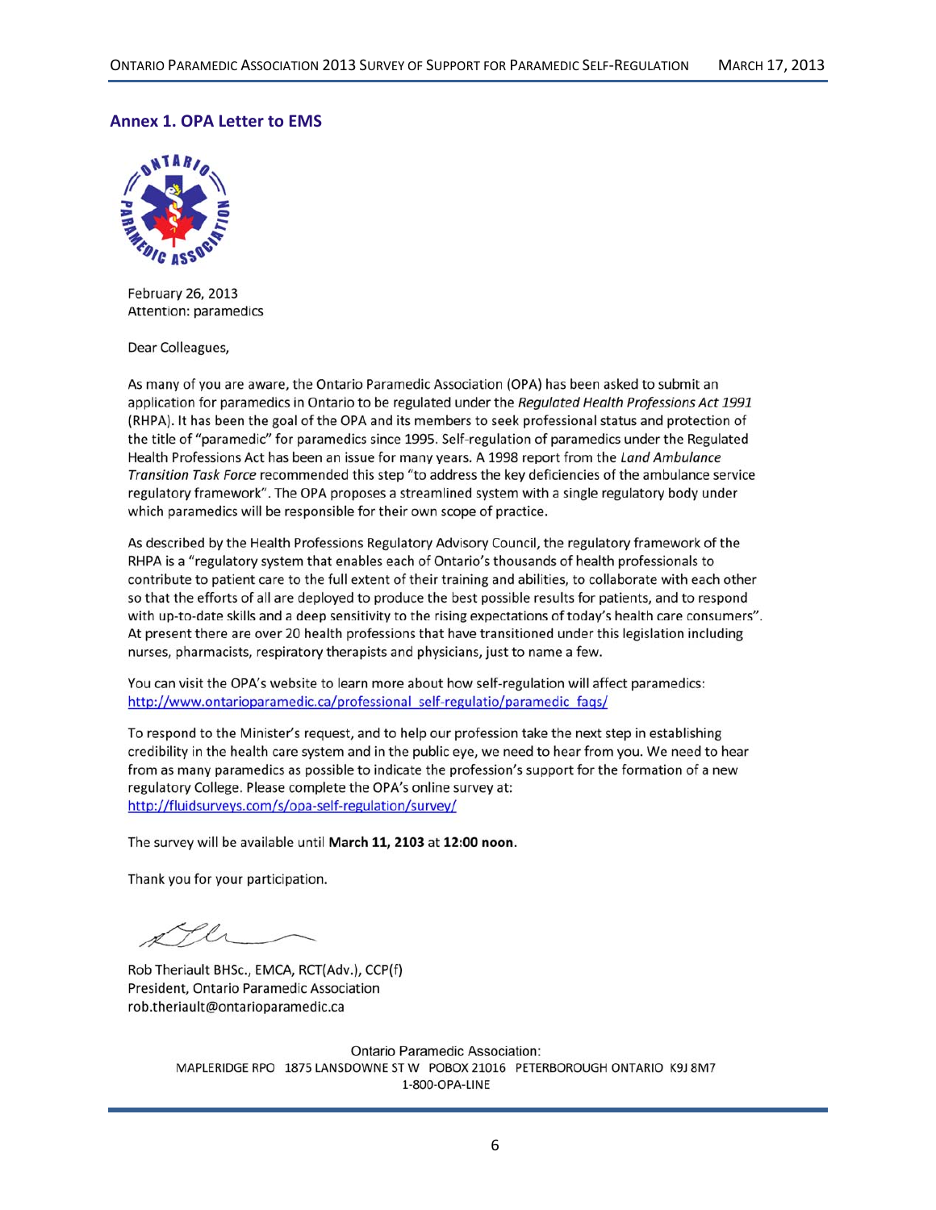## Annex 1. OPA Letter to EMS

February 26, 2013
Attention: paramedics

Dear Colleagues,

As many of you are aware, the Ontario Paramedic Association (OPA) has been asked to submit an application for paramedics in Ontario to be regulated under the *Regulated Health Professions Act 1991* (RHPA). It has been the goal of the OPA and its members to seek professional status and protection of the title of "paramedic" for paramedics since 1995. Self-regulation of paramedics under the Regulated Health Professions Act has been an issue for many years. A 1998 report from the *Land Ambulance Transition Task Force* recommended this step "to address the key deficiencies of the ambulance service regulatory framework". The OPA proposes a streamlined system with a single regulatory body under which paramedics will be responsible for their own scope of practice.

As described by the Health Professions Regulatory Advisory Council, the regulatory framework of the RHPA is a "regulatory system that enables each of Ontario's thousands of health professionals to contribute to patient care to the full extent of their training and abilities, to collaborate with each other so that the efforts of all are deployed to produce the best possible results for patients, and to respond with up-to-date skills and a deep sensitivity to the rising expectations of today's health care consumers". At present there are over 20 health professions that have transitioned under this legislation including nurses, pharmacists, respiratory therapists and physicians, just to name a few.

You can visit the OPA's website to learn more about how self-regulation will affect paramedics:
http://www.ontarioparamedic.ca/professional_self-regulatio/paramedic_faqs/

To respond to the Minister's request, and to help our profession take the next step in establishing credibility in the health care system and in the public eye, we need to hear from you. We need to hear from as many paramedics as possible to indicate the profession's support for the formation of a new regulatory College. Please complete the OPA's online survey at:
http://fluidsurveys.com/s/opa-self-regulation/survey/

The survey will be available until **March 11, 2103** at **12:00 noon**.

Thank you for your participation.

Rob Theriault BHSc., EMCA, RCT(Adv.), CCP(f)
President, Ontario Paramedic Association
rob.theriault@ontarioparamedic.ca

Ontario Paramedic Association:
MAPLERIDGE RPO 1875 LANSDOWNE ST W POBOX 21016 PETERBOROUGH ONTARIO K9J 8M7
1-800-OPA-LINE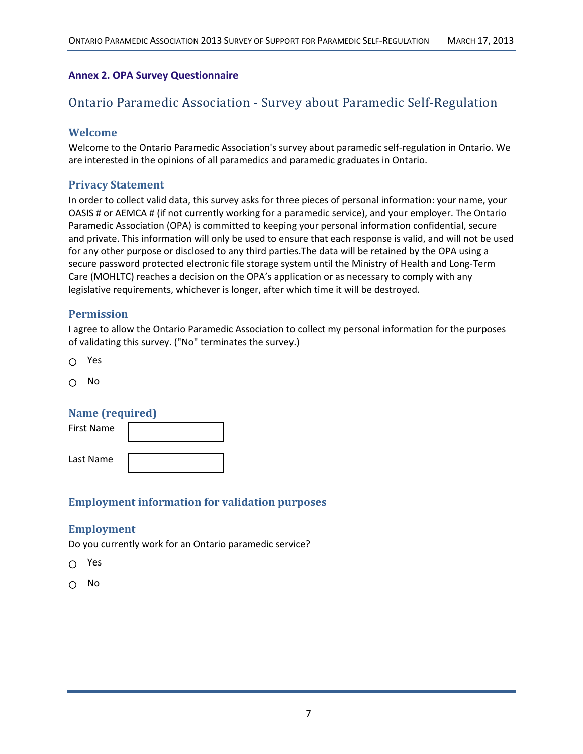**Annex 2. OPA Survey Questionnaire**

# Ontario Paramedic Association - Survey about Paramedic Self-Regulation

## Welcome

Welcome to the Ontario Paramedic Association's survey about paramedic self-regulation in Ontario. We are interested in the opinions of all paramedics and paramedic graduates in Ontario.

## Privacy Statement

In order to collect valid data, this survey asks for three pieces of personal information: your name, your OASIS # or AEMCA # (if not currently working for a paramedic service), and your employer. The Ontario Paramedic Association (OPA) is committed to keeping your personal information confidential, secure and private. This information will only be used to ensure that each response is valid, and will not be used for any other purpose or disclosed to any third parties.The data will be retained by the OPA using a secure password protected electronic file storage system until the Ministry of Health and Long-Term Care (MOHLTC) reaches a decision on the OPA's application or as necessary to comply with any legislative requirements, whichever is longer, after which time it will be destroyed.

## Permission

I agree to allow the Ontario Paramedic Association to collect my personal information for the purposes of validating this survey. ("No" terminates the survey.)

- ○ Yes
- ○ No

## Name (required)

First Name [ ]

Last Name [ ]

## Employment information for validation purposes

## Employment

Do you currently work for an Ontario paramedic service?

- ○ Yes
- ○ No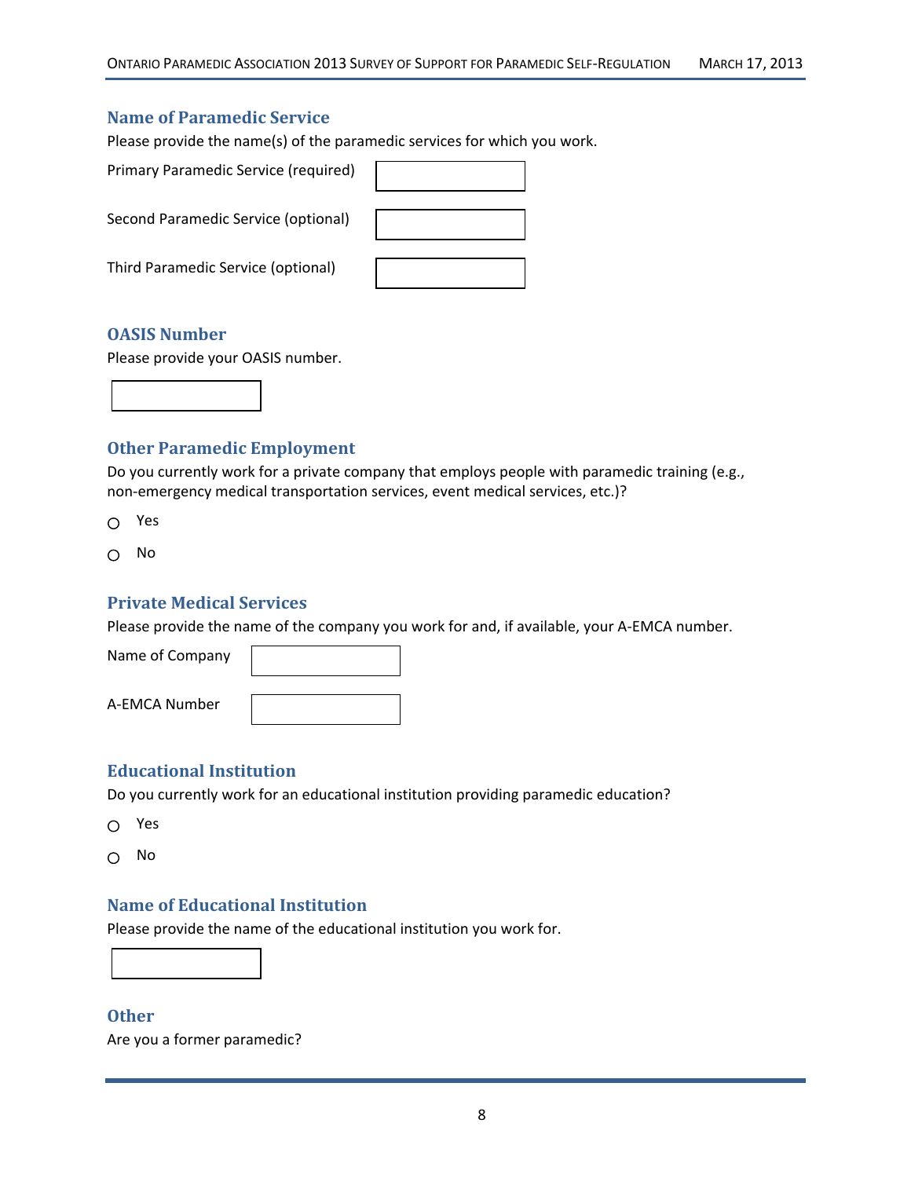## Name of Paramedic Service

Please provide the name(s) of the paramedic services for which you work.

Primary Paramedic Service (required)

Second Paramedic Service (optional)

Third Paramedic Service (optional)

## OASIS Number

Please provide your OASIS number.

## Other Paramedic Employment

Do you currently work for a private company that employs people with paramedic training (e.g., non-emergency medical transportation services, event medical services, etc.)?

- ○ Yes
- ○ No

## Private Medical Services

Please provide the name of the company you work for and, if available, your A-EMCA number.

Name of Company

A-EMCA Number

## Educational Institution

Do you currently work for an educational institution providing paramedic education?

- ○ Yes
- ○ No

## Name of Educational Institution

Please provide the name of the educational institution you work for.

## Other

Are you a former paramedic?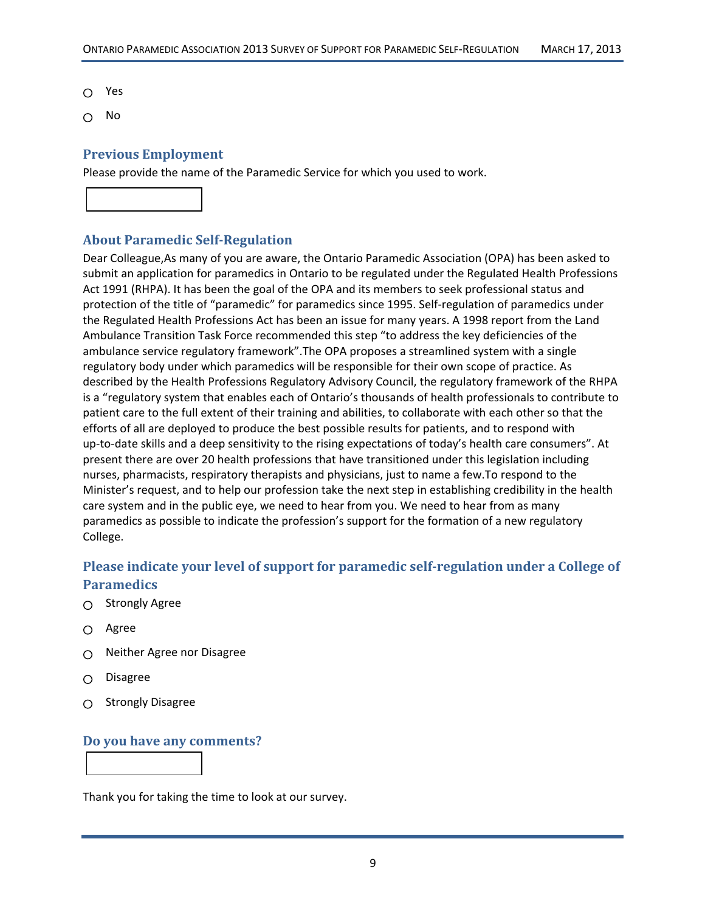- ○ Yes
- ○ No

### Previous Employment

Please provide the name of the Paramedic Service for which you used to work.

[ ]

### About Paramedic Self-Regulation

Dear Colleague,As many of you are aware, the Ontario Paramedic Association (OPA) has been asked to submit an application for paramedics in Ontario to be regulated under the Regulated Health Professions Act 1991 (RHPA). It has been the goal of the OPA and its members to seek professional status and protection of the title of "paramedic" for paramedics since 1995. Self-regulation of paramedics under the Regulated Health Professions Act has been an issue for many years. A 1998 report from the Land Ambulance Transition Task Force recommended this step "to address the key deficiencies of the ambulance service regulatory framework".The OPA proposes a streamlined system with a single regulatory body under which paramedics will be responsible for their own scope of practice. As described by the Health Professions Regulatory Advisory Council, the regulatory framework of the RHPA is a "regulatory system that enables each of Ontario's thousands of health professionals to contribute to patient care to the full extent of their training and abilities, to collaborate with each other so that the efforts of all are deployed to produce the best possible results for patients, and to respond with up-to-date skills and a deep sensitivity to the rising expectations of today's health care consumers". At present there are over 20 health professions that have transitioned under this legislation including nurses, pharmacists, respiratory therapists and physicians, just to name a few.To respond to the Minister's request, and to help our profession take the next step in establishing credibility in the health care system and in the public eye, we need to hear from you. We need to hear from as many paramedics as possible to indicate the profession's support for the formation of a new regulatory College.

### Please indicate your level of support for paramedic self-regulation under a College of Paramedics

- ○ Strongly Agree
- ○ Agree
- ○ Neither Agree nor Disagree
- ○ Disagree
- ○ Strongly Disagree

### Do you have any comments?

[ ]

Thank you for taking the time to look at our survey.